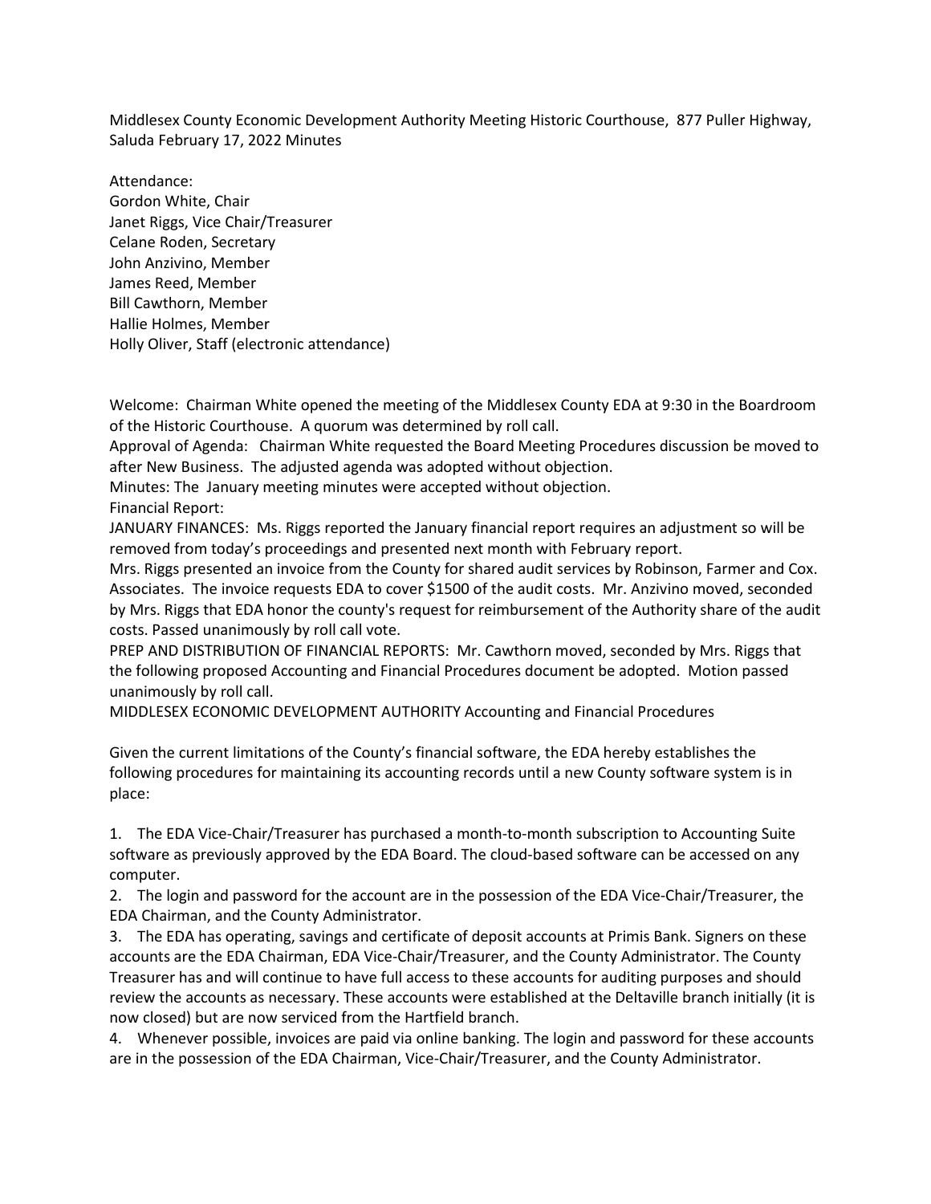Middlesex County Economic Development Authority Meeting Historic Courthouse, 877 Puller Highway, Saluda February 17, 2022 Minutes

Attendance:
Gordon White, Chair
Janet Riggs, Vice Chair/Treasurer
Celane Roden, Secretary
John Anzivino, Member
James Reed, Member
Bill Cawthorn, Member
Hallie Holmes, Member
Holly Oliver, Staff (electronic attendance)

Welcome: Chairman White opened the meeting of the Middlesex County EDA at 9:30 in the Boardroom of the Historic Courthouse. A quorum was determined by roll call.
Approval of Agenda: Chairman White requested the Board Meeting Procedures discussion be moved to after New Business. The adjusted agenda was adopted without objection.
Minutes: The January meeting minutes were accepted without objection.
Financial Report:
JANUARY FINANCES: Ms. Riggs reported the January financial report requires an adjustment so will be removed from today's proceedings and presented next month with February report.
Mrs. Riggs presented an invoice from the County for shared audit services by Robinson, Farmer and Cox. Associates. The invoice requests EDA to cover $1500 of the audit costs. Mr. Anzivino moved, seconded by Mrs. Riggs that EDA honor the county's request for reimbursement of the Authority share of the audit costs. Passed unanimously by roll call vote.
PREP AND DISTRIBUTION OF FINANCIAL REPORTS: Mr. Cawthorn moved, seconded by Mrs. Riggs that the following proposed Accounting and Financial Procedures document be adopted. Motion passed unanimously by roll call.
MIDDLESEX ECONOMIC DEVELOPMENT AUTHORITY Accounting and Financial Procedures

Given the current limitations of the County's financial software, the EDA hereby establishes the following procedures for maintaining its accounting records until a new County software system is in place:

1. The EDA Vice-Chair/Treasurer has purchased a month-to-month subscription to Accounting Suite software as previously approved by the EDA Board. The cloud-based software can be accessed on any computer.
2. The login and password for the account are in the possession of the EDA Vice-Chair/Treasurer, the EDA Chairman, and the County Administrator.
3. The EDA has operating, savings and certificate of deposit accounts at Primis Bank. Signers on these accounts are the EDA Chairman, EDA Vice-Chair/Treasurer, and the County Administrator. The County Treasurer has and will continue to have full access to these accounts for auditing purposes and should review the accounts as necessary. These accounts were established at the Deltaville branch initially (it is now closed) but are now serviced from the Hartfield branch.
4. Whenever possible, invoices are paid via online banking. The login and password for these accounts are in the possession of the EDA Chairman, Vice-Chair/Treasurer, and the County Administrator.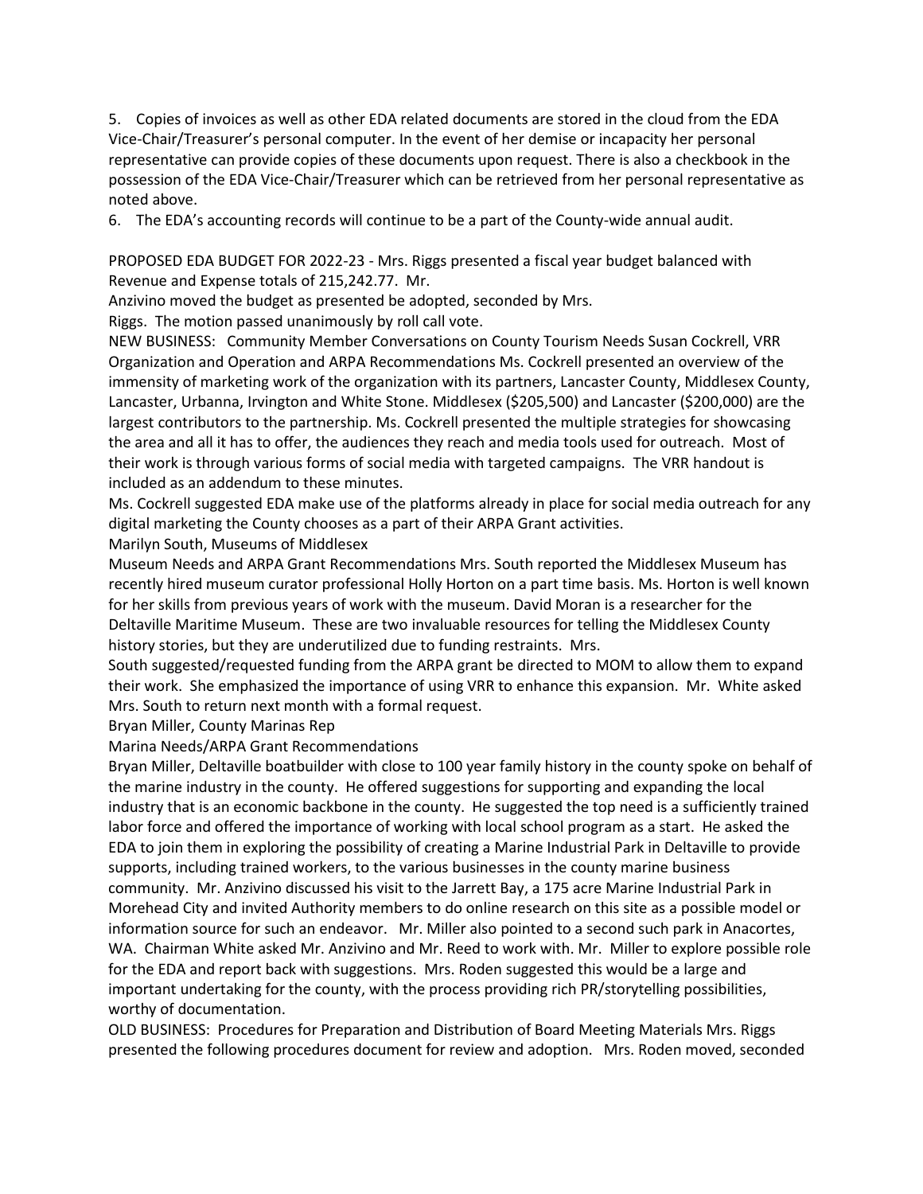5. Copies of invoices as well as other EDA related documents are stored in the cloud from the EDA Vice-Chair/Treasurer's personal computer. In the event of her demise or incapacity her personal representative can provide copies of these documents upon request. There is also a checkbook in the possession of the EDA Vice-Chair/Treasurer which can be retrieved from her personal representative as noted above.

6. The EDA's accounting records will continue to be a part of the County-wide annual audit.

PROPOSED EDA BUDGET FOR 2022-23 - Mrs. Riggs presented a fiscal year budget balanced with Revenue and Expense totals of 215,242.77. Mr. Anzivino moved the budget as presented be adopted, seconded by Mrs. Riggs. The motion passed unanimously by roll call vote.

NEW BUSINESS: Community Member Conversations on County Tourism Needs Susan Cockrell, VRR Organization and Operation and ARPA Recommendations Ms. Cockrell presented an overview of the immensity of marketing work of the organization with its partners, Lancaster County, Middlesex County, Lancaster, Urbanna, Irvington and White Stone. Middlesex ($205,500) and Lancaster ($200,000) are the largest contributors to the partnership. Ms. Cockrell presented the multiple strategies for showcasing the area and all it has to offer, the audiences they reach and media tools used for outreach. Most of their work is through various forms of social media with targeted campaigns. The VRR handout is included as an addendum to these minutes.

Ms. Cockrell suggested EDA make use of the platforms already in place for social media outreach for any digital marketing the County chooses as a part of their ARPA Grant activities.

Marilyn South, Museums of Middlesex

Museum Needs and ARPA Grant Recommendations Mrs. South reported the Middlesex Museum has recently hired museum curator professional Holly Horton on a part time basis. Ms. Horton is well known for her skills from previous years of work with the museum. David Moran is a researcher for the Deltaville Maritime Museum. These are two invaluable resources for telling the Middlesex County history stories, but they are underutilized due to funding restraints. Mrs. South suggested/requested funding from the ARPA grant be directed to MOM to allow them to expand their work. She emphasized the importance of using VRR to enhance this expansion. Mr. White asked Mrs. South to return next month with a formal request.

Bryan Miller, County Marinas Rep

Marina Needs/ARPA Grant Recommendations

Bryan Miller, Deltaville boatbuilder with close to 100 year family history in the county spoke on behalf of the marine industry in the county. He offered suggestions for supporting and expanding the local industry that is an economic backbone in the county. He suggested the top need is a sufficiently trained labor force and offered the importance of working with local school program as a start. He asked the EDA to join them in exploring the possibility of creating a Marine Industrial Park in Deltaville to provide supports, including trained workers, to the various businesses in the county marine business community. Mr. Anzivino discussed his visit to the Jarrett Bay, a 175 acre Marine Industrial Park in Morehead City and invited Authority members to do online research on this site as a possible model or information source for such an endeavor. Mr. Miller also pointed to a second such park in Anacortes, WA. Chairman White asked Mr. Anzivino and Mr. Reed to work with. Mr. Miller to explore possible role for the EDA and report back with suggestions. Mrs. Roden suggested this would be a large and important undertaking for the county, with the process providing rich PR/storytelling possibilities, worthy of documentation.

OLD BUSINESS: Procedures for Preparation and Distribution of Board Meeting Materials Mrs. Riggs presented the following procedures document for review and adoption. Mrs. Roden moved, seconded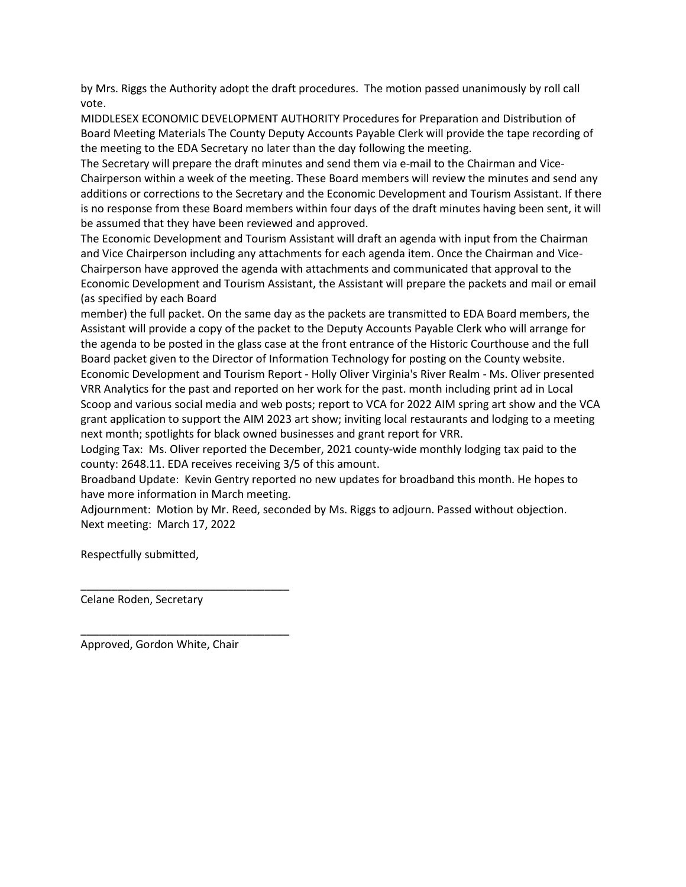by Mrs. Riggs the Authority adopt the draft procedures. The motion passed unanimously by roll call vote.

MIDDLESEX ECONOMIC DEVELOPMENT AUTHORITY Procedures for Preparation and Distribution of Board Meeting Materials The County Deputy Accounts Payable Clerk will provide the tape recording of the meeting to the EDA Secretary no later than the day following the meeting.

The Secretary will prepare the draft minutes and send them via e-mail to the Chairman and Vice-Chairperson within a week of the meeting. These Board members will review the minutes and send any additions or corrections to the Secretary and the Economic Development and Tourism Assistant. If there is no response from these Board members within four days of the draft minutes having been sent, it will be assumed that they have been reviewed and approved.

The Economic Development and Tourism Assistant will draft an agenda with input from the Chairman and Vice Chairperson including any attachments for each agenda item. Once the Chairman and Vice-Chairperson have approved the agenda with attachments and communicated that approval to the Economic Development and Tourism Assistant, the Assistant will prepare the packets and mail or email (as specified by each Board member) the full packet. On the same day as the packets are transmitted to EDA Board members, the Assistant will provide a copy of the packet to the Deputy Accounts Payable Clerk who will arrange for the agenda to be posted in the glass case at the front entrance of the Historic Courthouse and the full Board packet given to the Director of Information Technology for posting on the County website.

Economic Development and Tourism Report - Holly Oliver Virginia's River Realm - Ms. Oliver presented VRR Analytics for the past and reported on her work for the past. month including print ad in Local Scoop and various social media and web posts; report to VCA for 2022 AIM spring art show and the VCA grant application to support the AIM 2023 art show; inviting local restaurants and lodging to a meeting next month; spotlights for black owned businesses and grant report for VRR.

Lodging Tax: Ms. Oliver reported the December, 2021 county-wide monthly lodging tax paid to the county: 2648.11. EDA receives receiving 3/5 of this amount.

Broadband Update: Kevin Gentry reported no new updates for broadband this month. He hopes to have more information in March meeting.

Adjournment: Motion by Mr. Reed, seconded by Ms. Riggs to adjourn. Passed without objection.

Next meeting: March 17, 2022

Respectfully submitted,

\_\_\_\_\_\_\_\_\_\_\_\_\_\_\_\_\_\_\_\_\_\_\_\_\_\_\_\_\_\_\_\_\_\_

Celane Roden, Secretary

\_\_\_\_\_\_\_\_\_\_\_\_\_\_\_\_\_\_\_\_\_\_\_\_\_\_\_\_\_\_\_\_\_\_

Approved, Gordon White, Chair